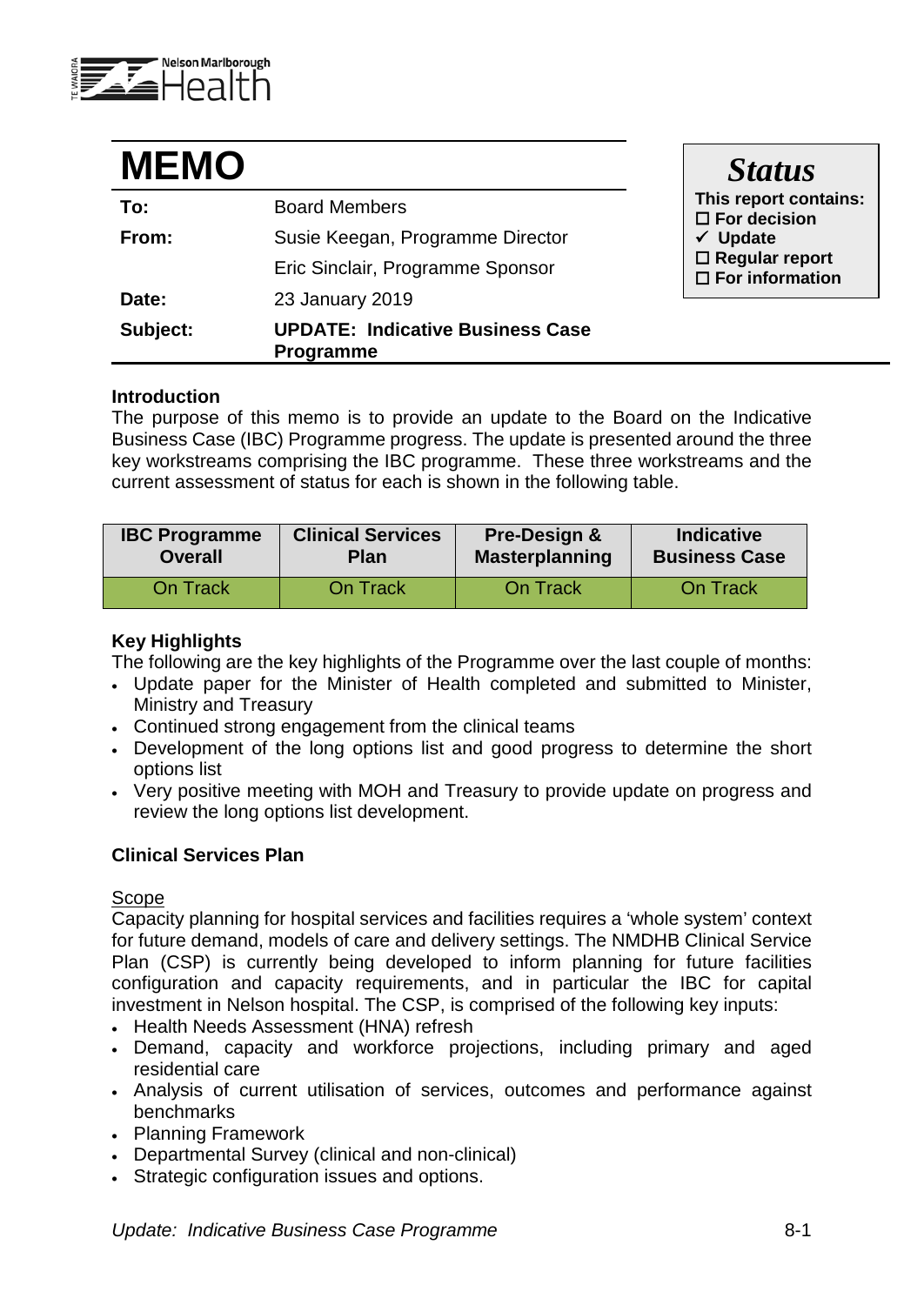# MEMO

| | |
|---|---|
| **To:** | Board Members |
| **From:** | Susie Keegan, Programme Director |
| | Eric Sinclair, Programme Sponsor |
| **Date:** | 23 January 2019 |
| **Subject:** | **UPDATE: Indicative Business Case Programme** |

**Status**

**This report contains:**
- ☐ **For decision**
- ✓ **Update**
- ☐ **Regular report**
- ☐ **For information**

### Introduction

The purpose of this memo is to provide an update to the Board on the Indicative Business Case (IBC) Programme progress. The update is presented around the three key workstreams comprising the IBC programme. These three workstreams and the current assessment of status for each is shown in the following table.

| IBC Programme Overall | Clinical Services Plan | Pre-Design & Masterplanning | Indicative Business Case |
|---|---|---|---|
| On Track | On Track | On Track | On Track |

### Key Highlights

The following are the key highlights of the Programme over the last couple of months:

- Update paper for the Minister of Health completed and submitted to Minister, Ministry and Treasury
- Continued strong engagement from the clinical teams
- Development of the long options list and good progress to determine the short options list
- Very positive meeting with MOH and Treasury to provide update on progress and review the long options list development.

### Clinical Services Plan

Scope

Capacity planning for hospital services and facilities requires a 'whole system' context for future demand, models of care and delivery settings. The NMDHB Clinical Service Plan (CSP) is currently being developed to inform planning for future facilities configuration and capacity requirements, and in particular the IBC for capital investment in Nelson hospital. The CSP, is comprised of the following key inputs:

- Health Needs Assessment (HNA) refresh
- Demand, capacity and workforce projections, including primary and aged residential care
- Analysis of current utilisation of services, outcomes and performance against benchmarks
- Planning Framework
- Departmental Survey (clinical and non-clinical)
- Strategic configuration issues and options.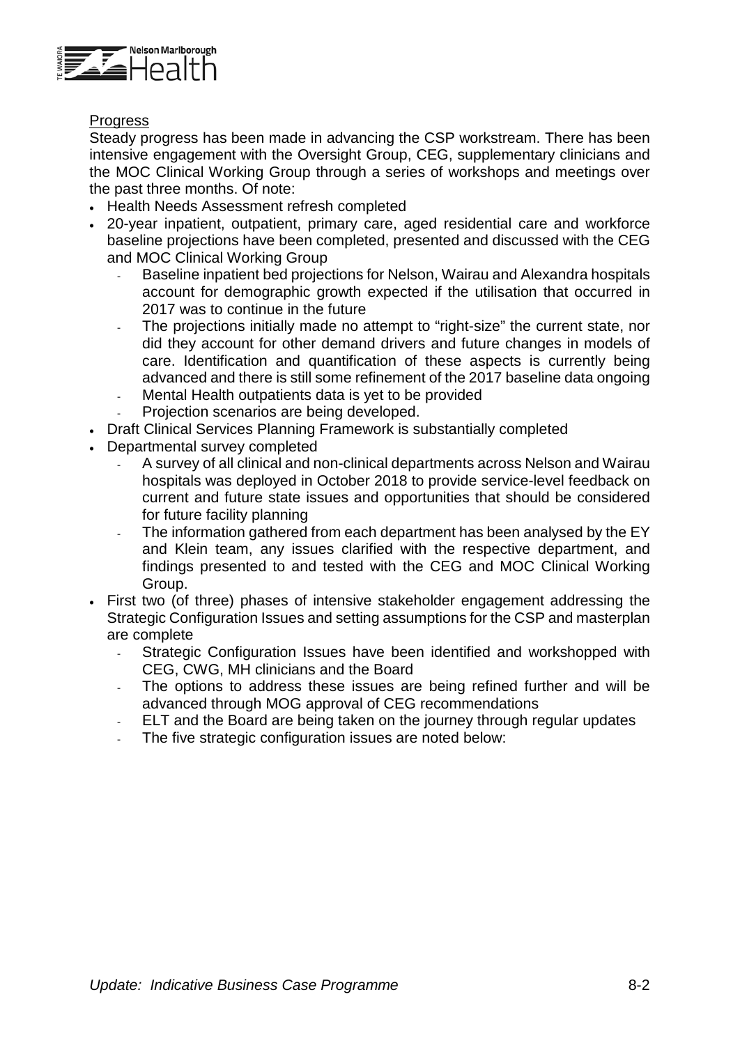Progress

Steady progress has been made in advancing the CSP workstream. There has been intensive engagement with the Oversight Group, CEG, supplementary clinicians and the MOC Clinical Working Group through a series of workshops and meetings over the past three months. Of note:

- Health Needs Assessment refresh completed
- 20-year inpatient, outpatient, primary care, aged residential care and workforce baseline projections have been completed, presented and discussed with the CEG and MOC Clinical Working Group
  - Baseline inpatient bed projections for Nelson, Wairau and Alexandra hospitals account for demographic growth expected if the utilisation that occurred in 2017 was to continue in the future
  - The projections initially made no attempt to "right-size" the current state, nor did they account for other demand drivers and future changes in models of care. Identification and quantification of these aspects is currently being advanced and there is still some refinement of the 2017 baseline data ongoing
  - Mental Health outpatients data is yet to be provided
  - Projection scenarios are being developed.
- Draft Clinical Services Planning Framework is substantially completed
- Departmental survey completed
  - A survey of all clinical and non-clinical departments across Nelson and Wairau hospitals was deployed in October 2018 to provide service-level feedback on current and future state issues and opportunities that should be considered for future facility planning
  - The information gathered from each department has been analysed by the EY and Klein team, any issues clarified with the respective department, and findings presented to and tested with the CEG and MOC Clinical Working Group.
- First two (of three) phases of intensive stakeholder engagement addressing the Strategic Configuration Issues and setting assumptions for the CSP and masterplan are complete
  - Strategic Configuration Issues have been identified and workshopped with CEG, CWG, MH clinicians and the Board
  - The options to address these issues are being refined further and will be advanced through MOG approval of CEG recommendations
  - ELT and the Board are being taken on the journey through regular updates
  - The five strategic configuration issues are noted below: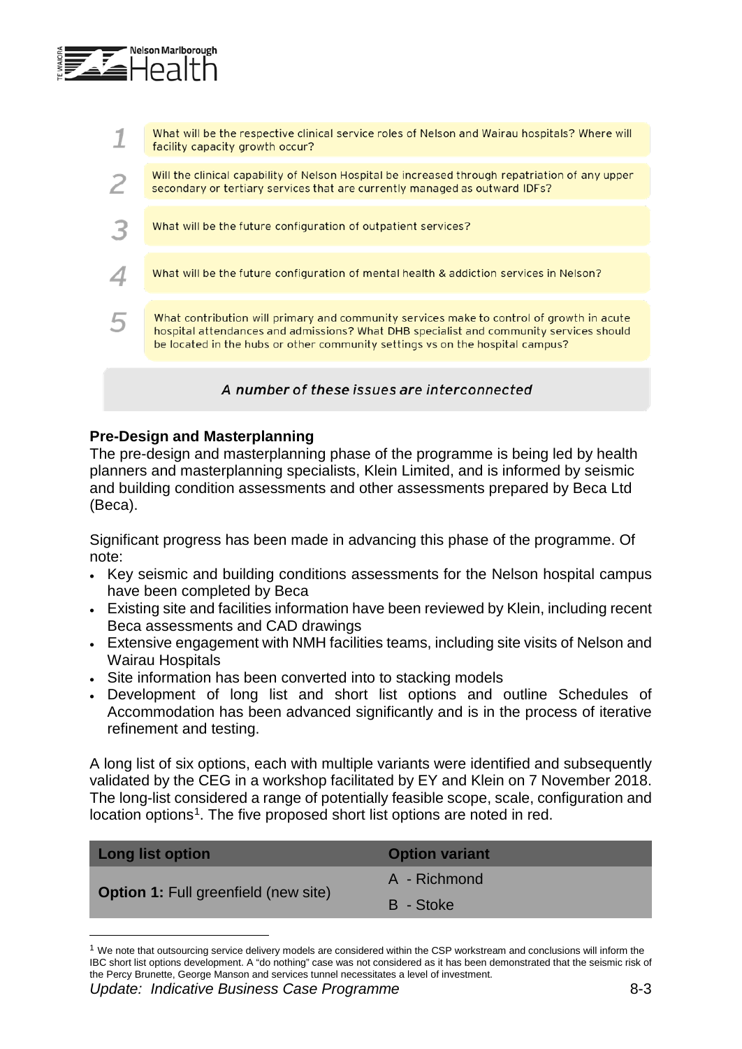1. What will be the respective clinical service roles of Nelson and Wairau hospitals? Where will facility capacity growth occur?

2. Will the clinical capability of Nelson Hospital be increased through repatriation of any upper secondary or tertiary services that are currently managed as outward IDFs?

3. What will be the future configuration of outpatient services?

4. What will be the future configuration of mental health & addiction services in Nelson?

5. What contribution will primary and community services make to control of growth in acute hospital attendances and admissions? What DHB specialist and community services should be located in the hubs or other community settings vs on the hospital campus?

*A number of these issues are interconnected*

**Pre-Design and Masterplanning**

The pre-design and masterplanning phase of the programme is being led by health planners and masterplanning specialists, Klein Limited, and is informed by seismic and building condition assessments and other assessments prepared by Beca Ltd (Beca).

Significant progress has been made in advancing this phase of the programme. Of note:

- Key seismic and building conditions assessments for the Nelson hospital campus have been completed by Beca
- Existing site and facilities information have been reviewed by Klein, including recent Beca assessments and CAD drawings
- Extensive engagement with NMH facilities teams, including site visits of Nelson and Wairau Hospitals
- Site information has been converted into to stacking models
- Development of long list and short list options and outline Schedules of Accommodation has been advanced significantly and is in the process of iterative refinement and testing.

A long list of six options, each with multiple variants were identified and subsequently validated by the CEG in a workshop facilitated by EY and Klein on 7 November 2018. The long-list considered a range of potentially feasible scope, scale, configuration and location options[1]. The five proposed short list options are noted in red.

| Long list option | Option variant |
| --- | --- |
| **Option 1:** Full greenfield (new site) | A - Richmond |
| | B - Stoke |

[1] We note that outsourcing service delivery models are considered within the CSP workstream and conclusions will inform the IBC short list options development. A "do nothing" case was not considered as it has been demonstrated that the seismic risk of the Percy Brunette, George Manson and services tunnel necessitates a level of investment.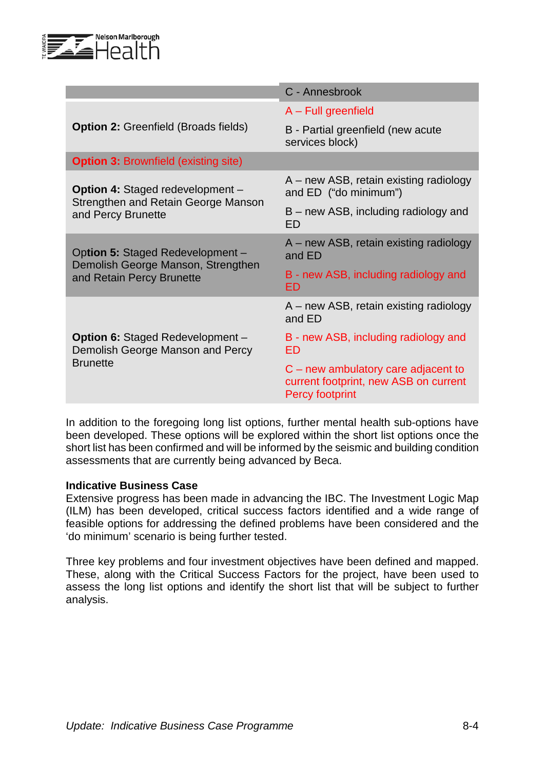| | C - Annesbrook |
|---|---|
| **Option 2:** Greenfield (Broads fields) | A – Full greenfield<br>B - Partial greenfield (new acute services block) |
| **Option 3:** Brownfield (existing site) | |
| **Option 4:** Staged redevelopment – Strengthen and Retain George Manson and Percy Brunette | A – new ASB, retain existing radiology and ED ("do minimum")<br>B – new ASB, including radiology and ED |
| **Option 5:** Staged Redevelopment – Demolish George Manson, Strengthen and Retain Percy Brunette | A – new ASB, retain existing radiology and ED<br>B - new ASB, including radiology and ED |
| **Option 6:** Staged Redevelopment – Demolish George Manson and Percy Brunette | A – new ASB, retain existing radiology and ED<br>B - new ASB, including radiology and ED<br>C – new ambulatory care adjacent to current footprint, new ASB on current Percy footprint |

In addition to the foregoing long list options, further mental health sub-options have been developed. These options will be explored within the short list options once the short list has been confirmed and will be informed by the seismic and building condition assessments that are currently being advanced by Beca.

**Indicative Business Case**

Extensive progress has been made in advancing the IBC. The Investment Logic Map (ILM) has been developed, critical success factors identified and a wide range of feasible options for addressing the defined problems have been considered and the 'do minimum' scenario is being further tested.

Three key problems and four investment objectives have been defined and mapped. These, along with the Critical Success Factors for the project, have been used to assess the long list options and identify the short list that will be subject to further analysis.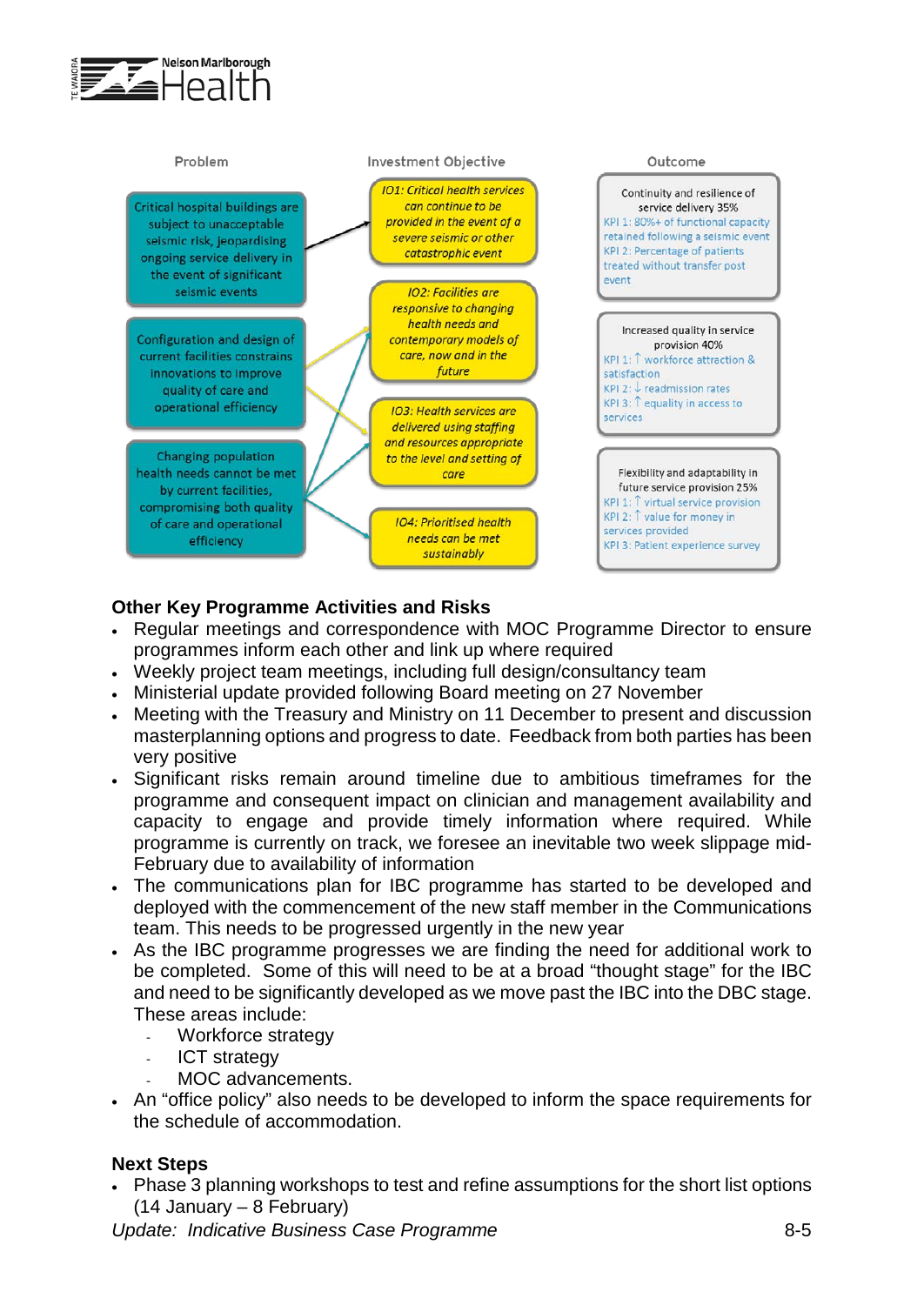| Problem | Investment Objective | Outcome |
|---|---|---|
| Critical hospital buildings are subject to unacceptable seismic risk, jeopardising ongoing service delivery in the event of significant seismic events | *IO1: Critical health services can continue to be provided in the event of a severe seismic or other catastrophic event* | Continuity and resilience of service delivery 35%<br>KPI 1: 80%+ of functional capacity retained following a seismic event<br>KPI 2: Percentage of patients treated without transfer post event |
| Configuration and design of current facilities constrains innovations to improve quality of care and operational efficiency | *IO2: Facilities are responsive to changing health needs and contemporary models of care, now and in the future* | Increased quality in service provision 40%<br>KPI 1: ↑ workforce attraction & satisfaction<br>KPI 2: ↓ readmission rates<br>KPI 3: ↑ equality in access to services |
| Changing population health needs cannot be met by current facilities, compromising both quality of care and operational efficiency | *IO3: Health services are delivered using staffing and resources appropriate to the level and setting of care* | Flexibility and adaptability in future service provision 25%<br>KPI 1: ↑ virtual service provision<br>KPI 2: ↑ value for money in services provided<br>KPI 3: Patient experience survey |
| | *IO4: Prioritised health needs can be met sustainably* | |

### Other Key Programme Activities and Risks

- Regular meetings and correspondence with MOC Programme Director to ensure programmes inform each other and link up where required
- Weekly project team meetings, including full design/consultancy team
- Ministerial update provided following Board meeting on 27 November
- Meeting with the Treasury and Ministry on 11 December to present and discussion masterplanning options and progress to date. Feedback from both parties has been very positive
- Significant risks remain around timeline due to ambitious timeframes for the programme and consequent impact on clinician and management availability and capacity to engage and provide timely information where required. While programme is currently on track, we foresee an inevitable two week slippage mid-February due to availability of information
- The communications plan for IBC programme has started to be developed and deployed with the commencement of the new staff member in the Communications team. This needs to be progressed urgently in the new year
- As the IBC programme progresses we are finding the need for additional work to be completed. Some of this will need to be at a broad "thought stage" for the IBC and need to be significantly developed as we move past the IBC into the DBC stage. These areas include:
  - Workforce strategy
  - ICT strategy
  - MOC advancements.
- An "office policy" also needs to be developed to inform the space requirements for the schedule of accommodation.

### Next Steps

- Phase 3 planning workshops to test and refine assumptions for the short list options (14 January – 8 February)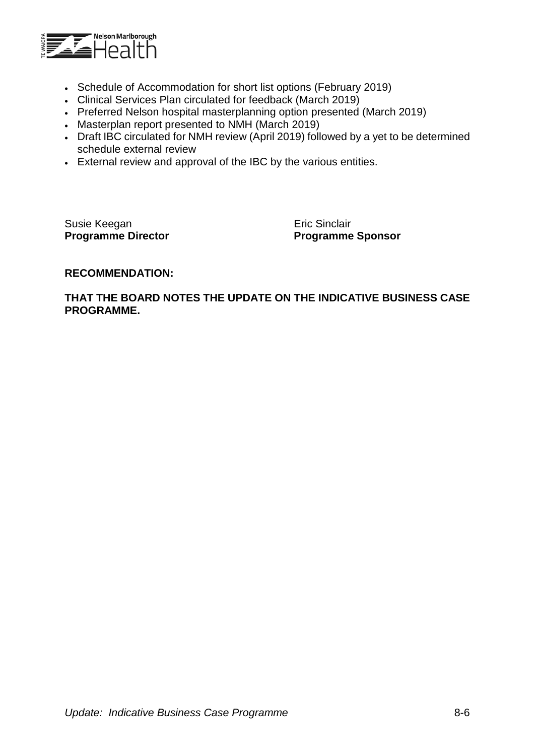- Schedule of Accommodation for short list options (February 2019)
- Clinical Services Plan circulated for feedback (March 2019)
- Preferred Nelson hospital masterplanning option presented (March 2019)
- Masterplan report presented to NMH (March 2019)
- Draft IBC circulated for NMH review (April 2019) followed by a yet to be determined schedule external review
- External review and approval of the IBC by the various entities.

Susie Keegan
**Programme Director**

Eric Sinclair
**Programme Sponsor**

**RECOMMENDATION:**

**THAT THE BOARD NOTES THE UPDATE ON THE INDICATIVE BUSINESS CASE PROGRAMME.**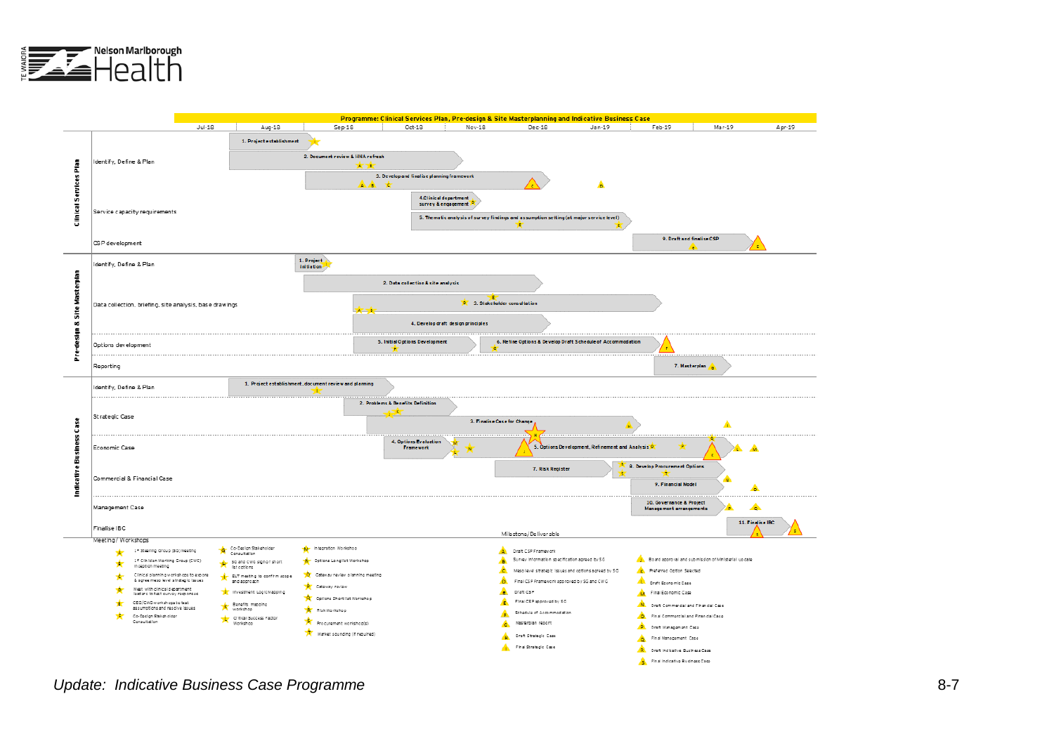Nelson Marlborough Health

**Programme: Clinical Services Plan, Pre-design & Site Masterplanning and Indicative Business Case**

Jul-18 Aug-18 Sep-18 Oct-18 Nov-18 Dec-18 Jan-19 Feb-19 Mar-19 Apr-19

**Clinical Services Plan**

Identify, Define & Plan
1. Project establishment
2. Document review & HNA refresh
3. Develop and finalise planning framework

Service capacity requirements
4. Clinical department survey & engagement
5. Thematic analysis of survey findings and assumption setting (at major service level)

CSP development
6. Draft and finalise CSP

**Pre-design & Site Masterplan**

Identify, Define & Plan
1. Project initiation

Data collection, briefing, site analysis, base drawings
2. Data collection & site analysis
3. Stakeholder consultation
4. Develop draft design principles

Options development
5. Initial Options Development
6. Refine Options & Develop Draft Schedule of Accommodation

Reporting
7. Masterplan

**Indicative Business Case**

Identify, Define & Plan
1. Project establishment, document review and planning

Strategic Case
2. Problems & Benefits Definition
3. Finalise Case for Change

Economic Case
4. Options Evaluation Framework
5. Options Development, Refinement and Analysis

Commercial & Financial Case
7. Risk Register
8. Develop Procurement Options
9. Financial Model

Management Case
10. Governance & Project Management arrangements

Finalise IBC
11. Finalise IBC

**Meeting / Workshops**

- 1st Steering Group (SG) Meeting
- 1st Clinician Working Group (CWG) inception meeting
- Clinical planning workshops to explore & agree meso level strategic issues
- Meet with clinical department leaders to test survey responses
- CEO/CWG workshops to test assumptions and resolve issues
- Co-Design Stakeholder Consultation
- Co-Design Stakeholder Consultation
- SG and CWG sign off short list options
- ELT meeting to confirm scope and approach
- Investment Logic Mapping
- Benefits mapping workshop
- Critical Success Factor Workshop
- Integration Workshop
- Options Longlist Workshop
- Gateway review planning meeting
- Gateway review
- Options Shortlist Workshop
- Risk Workshop
- Procurement workshop(s)
- Market sounding (if required)

**Milestone / Deliverable**

- A. Draft CSP Framework
- B. Survey information specification agreed by SG
- C. Meso level strategic issues and options agreed by SG
- D. Final CSP Framework approved by SG and CWG
- E. Draft CSP
- F. Final CSP approved by SG
- F. Schedule of Accommodation
- G. Masterplan Report
- H. Draft Strategic Case
- I. Final Strategic Case
- J. Board approval and submission of Ministerial update
- K. Preferred Option Selected
- L. Draft Economic Case
- M. Final Economic Case
- N. Draft Commercial and Financial Case
- O. Final Commercial and Financial Case
- P. Draft Management Case
- Q. Final Management Case
- R. Draft Indicative Business Case
- S. Final Indicative Business Case

*Update: Indicative Business Case Programme*